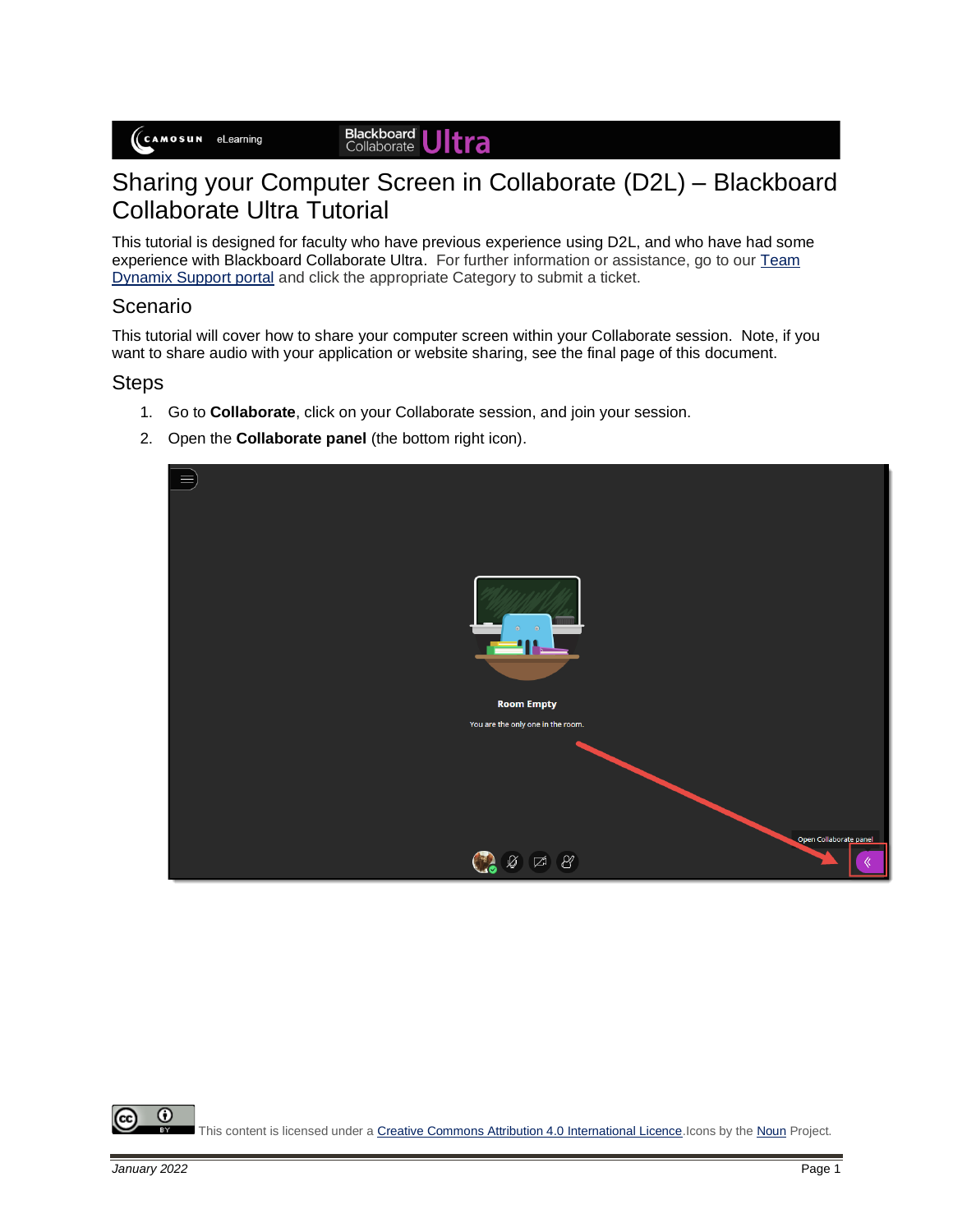# Sharing your Computer Screen in Collaborate (D2L) – Blackboard Collaborate Ultra Tutorial

This tutorial is designed for faculty who have previous experience using D2L, and who have had some experience with Blackboard Collaborate Ultra. For further information or assistance, go to our Team Dynamix Support portal and click the appropriate Category to submit a ticket.

## Scenario

This tutorial will cover how to share your computer screen within your Collaborate session. Note, if you want to share audio with your application or website sharing, see the final page of this document.

## Steps

1. Go to **Collaborate**, click on your Collaborate session, and join your session.
2. Open the **Collaborate panel** (the bottom right icon).

This content is licensed under a Creative Commons Attribution 4.0 International Licence. Icons by the Noun Project.

*January 2022*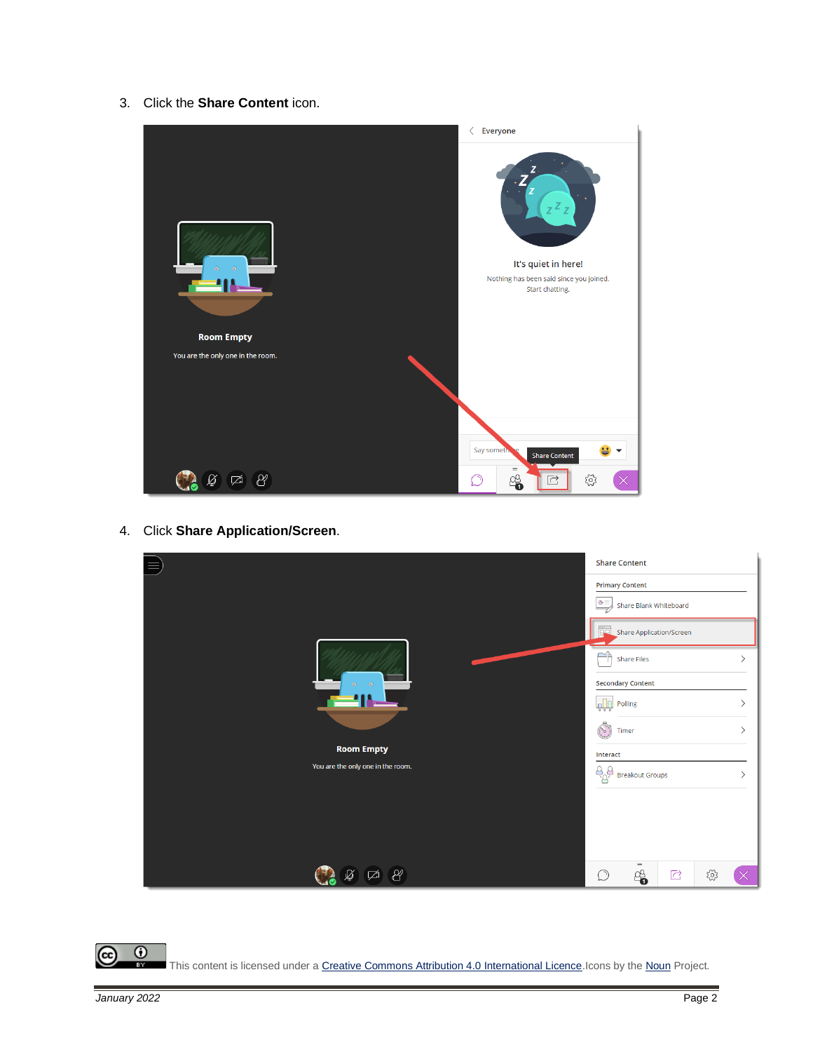3. Click the **Share Content** icon.

4. Click **Share Application/Screen**.

This content is licensed under a [Creative Commons Attribution 4.0 International Licence](). Icons by the [Noun]() Project.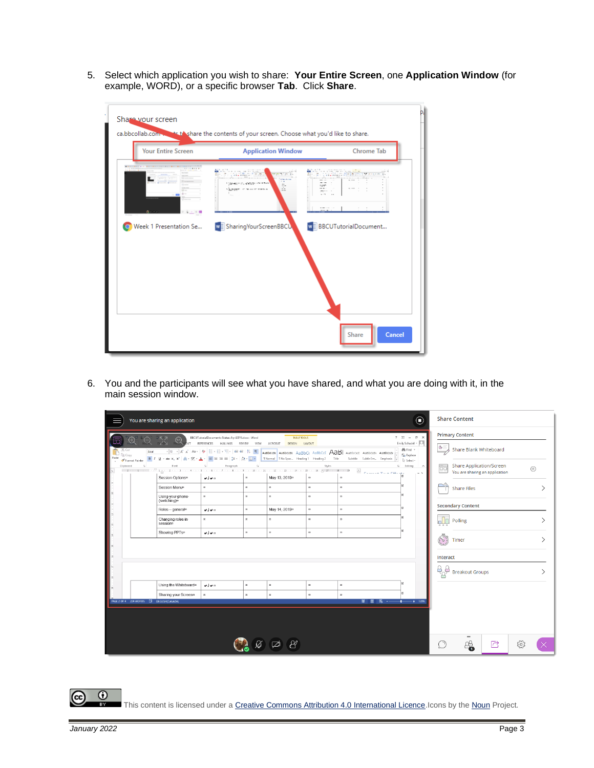5. Select which application you wish to share: **Your Entire Screen**, one **Application Window** (for example, WORD), or a specific browser **Tab**. Click **Share**.

6. You and the participants will see what you have shared, and what you are doing with it, in the main session window.

This content is licensed under a Creative Commons Attribution 4.0 International Licence. Icons by the Noun Project.

*January 2022*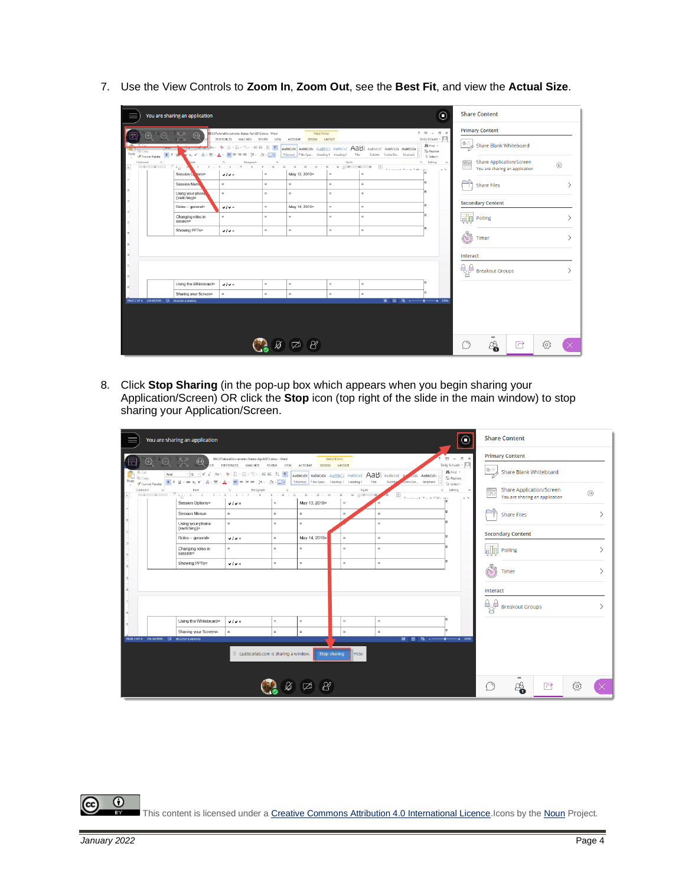7. Use the View Controls to **Zoom In**, **Zoom Out**, see the **Best Fit**, and view the **Actual Size**.

8. Click **Stop Sharing** (in the pop-up box which appears when you begin sharing your Application/Screen) OR click the **Stop** icon (top right of the slide in the main window) to stop sharing your Application/Screen.

This content is licensed under a Creative Commons Attribution 4.0 International Licence.Icons by the Noun Project.

January 2022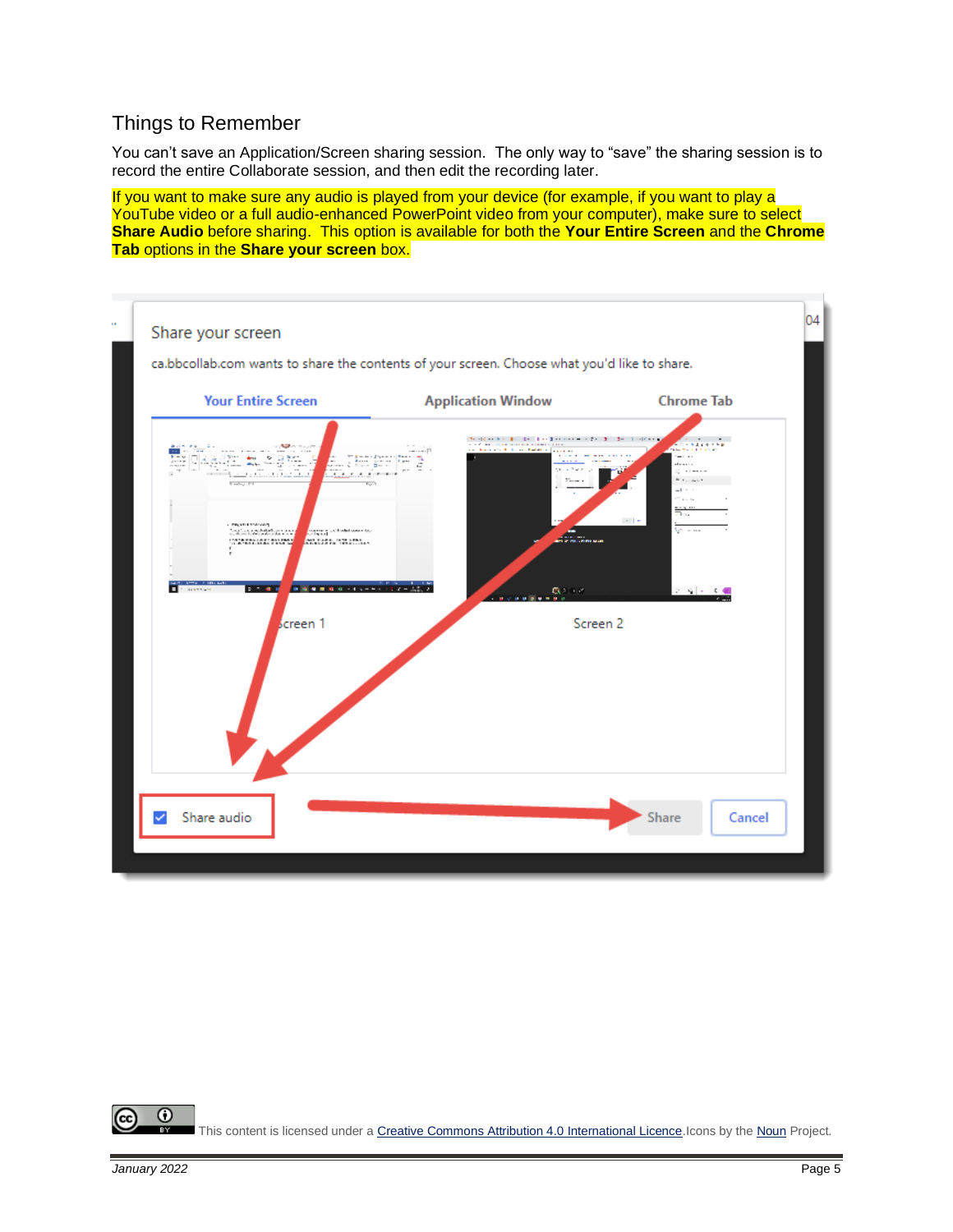## Things to Remember

You can't save an Application/Screen sharing session. The only way to "save" the sharing session is to record the entire Collaborate session, and then edit the recording later.

If you want to make sure any audio is played from your device (for example, if you want to play a YouTube video or a full audio-enhanced PowerPoint video from your computer), make sure to select **Share Audio** before sharing. This option is available for both the **Your Entire Screen** and the **Chrome Tab** options in the **Share your screen** box.

This content is licensed under a Creative Commons Attribution 4.0 International Licence. Icons by the Noun Project.

*January 2022*